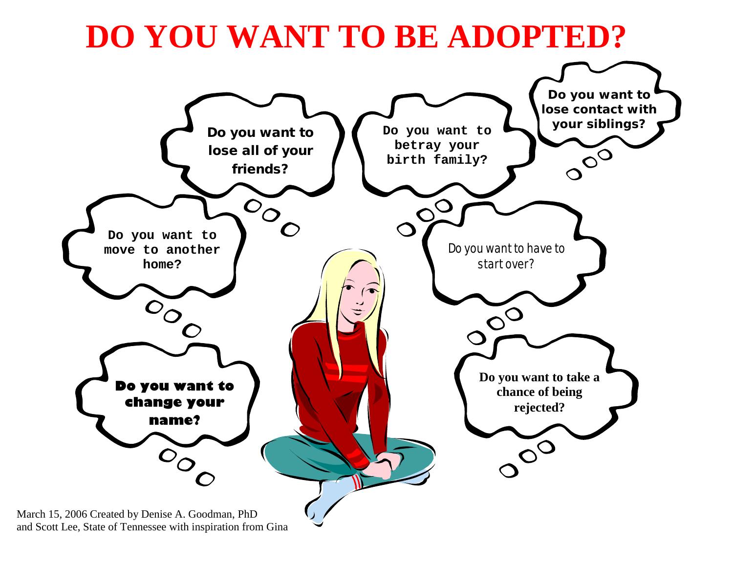# DO YOU WANT TO BE ADOPTED?

Do you want to lose all of your friends?

Do you want to betray your birth family?

Do you want to lose contact with your siblings?

Do you want to move to another home?

Do you want to have to start over?

Do you want to change your name?

Do you want to take a chance of being rejected?

March 15, 2006 Created by Denise A. Goodman, PhD and Scott Lee, State of Tennessee with inspiration from Gina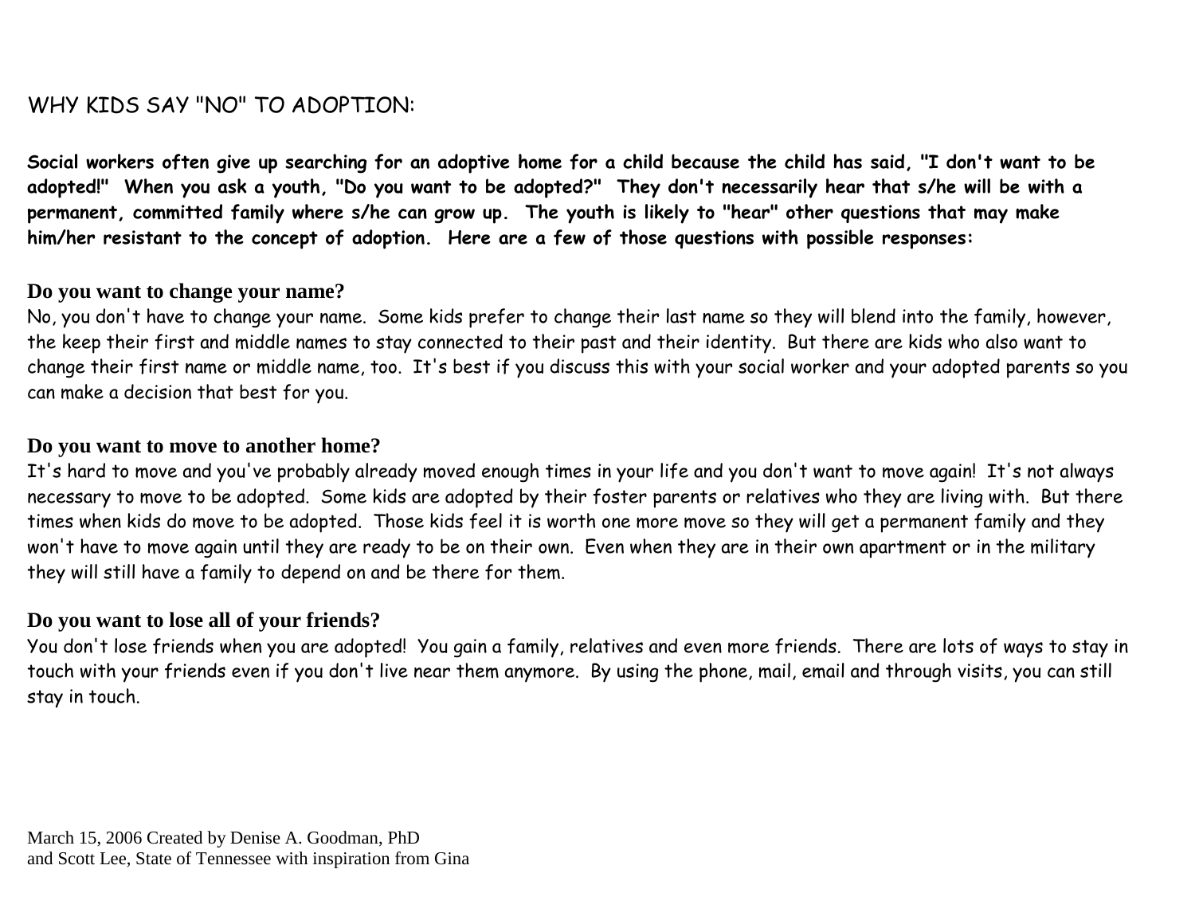# WHY KIDS SAY "NO" TO ADOPTION:

**Social workers often give up searching for an adoptive home for a child because the child has said, "I don't want to be adopted!" When you ask a youth, "Do you want to be adopted?" They don't necessarily hear that s/he will be with a permanent, committed family where s/he can grow up. The youth is likely to "hear" other questions that may make him/her resistant to the concept of adoption. Here are a few of those questions with possible responses:**

## Do you want to change your name?

No, you don't have to change your name. Some kids prefer to change their last name so they will blend into the family, however, the keep their first and middle names to stay connected to their past and their identity. But there are kids who also want to change their first name or middle name, too. It's best if you discuss this with your social worker and your adopted parents so you can make a decision that best for you.

## Do you want to move to another home?

It's hard to move and you've probably already moved enough times in your life and you don't want to move again! It's not always necessary to move to be adopted. Some kids are adopted by their foster parents or relatives who they are living with. But there times when kids do move to be adopted. Those kids feel it is worth one more move so they will get a permanent family and they won't have to move again until they are ready to be on their own. Even when they are in their own apartment or in the military they will still have a family to depend on and be there for them.

## Do you want to lose all of your friends?

You don't lose friends when you are adopted! You gain a family, relatives and even more friends. There are lots of ways to stay in touch with your friends even if you don't live near them anymore. By using the phone, mail, email and through visits, you can still stay in touch.

March 15, 2006 Created by Denise A. Goodman, PhD
and Scott Lee, State of Tennessee with inspiration from Gina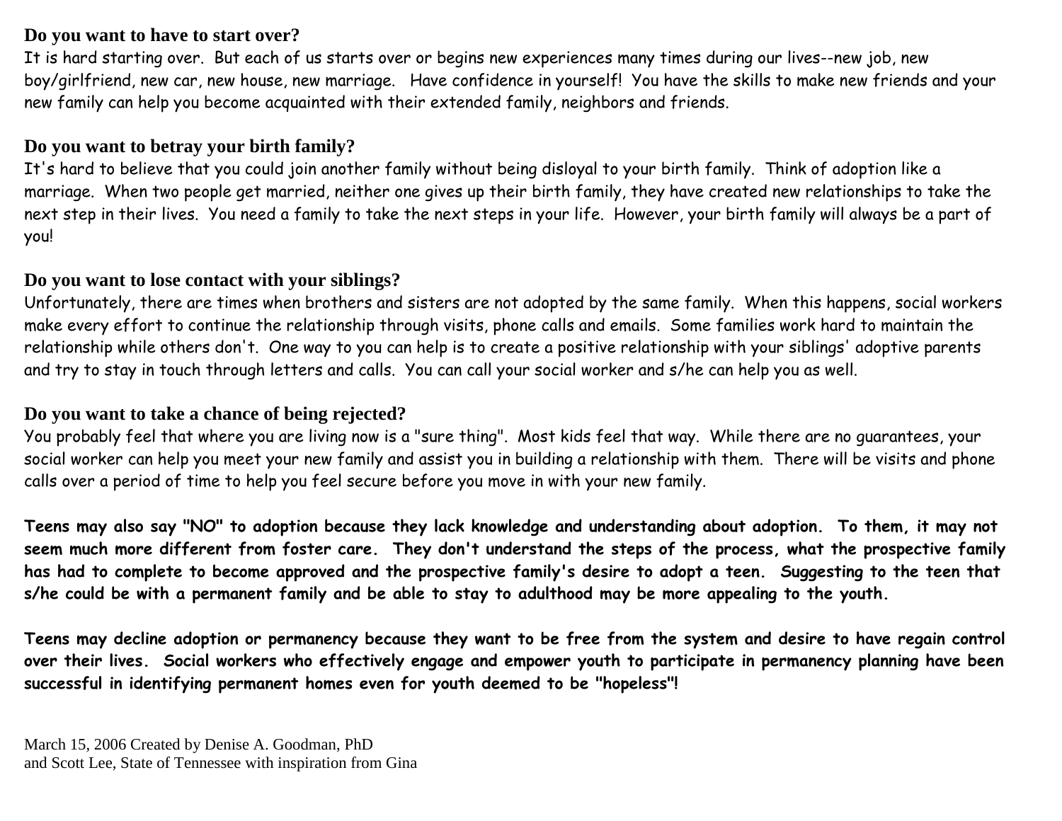**Do you want to have to start over?**

It is hard starting over. But each of us starts over or begins new experiences many times during our lives--new job, new boy/girlfriend, new car, new house, new marriage. Have confidence in yourself! You have the skills to make new friends and your new family can help you become acquainted with their extended family, neighbors and friends.

**Do you want to betray your birth family?**

It's hard to believe that you could join another family without being disloyal to your birth family. Think of adoption like a marriage. When two people get married, neither one gives up their birth family, they have created new relationships to take the next step in their lives. You need a family to take the next steps in your life. However, your birth family will always be a part of you!

**Do you want to lose contact with your siblings?**

Unfortunately, there are times when brothers and sisters are not adopted by the same family. When this happens, social workers make every effort to continue the relationship through visits, phone calls and emails. Some families work hard to maintain the relationship while others don't. One way to you can help is to create a positive relationship with your siblings' adoptive parents and try to stay in touch through letters and calls. You can call your social worker and s/he can help you as well.

**Do you want to take a chance of being rejected?**

You probably feel that where you are living now is a "sure thing". Most kids feel that way. While there are no guarantees, your social worker can help you meet your new family and assist you in building a relationship with them. There will be visits and phone calls over a period of time to help you feel secure before you move in with your new family.

**Teens may also say "NO" to adoption because they lack knowledge and understanding about adoption. To them, it may not seem much more different from foster care. They don't understand the steps of the process, what the prospective family has had to complete to become approved and the prospective family's desire to adopt a teen. Suggesting to the teen that s/he could be with a permanent family and be able to stay to adulthood may be more appealing to the youth.**

**Teens may decline adoption or permanency because they want to be free from the system and desire to have regain control over their lives. Social workers who effectively engage and empower youth to participate in permanency planning have been successful in identifying permanent homes even for youth deemed to be "hopeless"!**

March 15, 2006 Created by Denise A. Goodman, PhD
and Scott Lee, State of Tennessee with inspiration from Gina